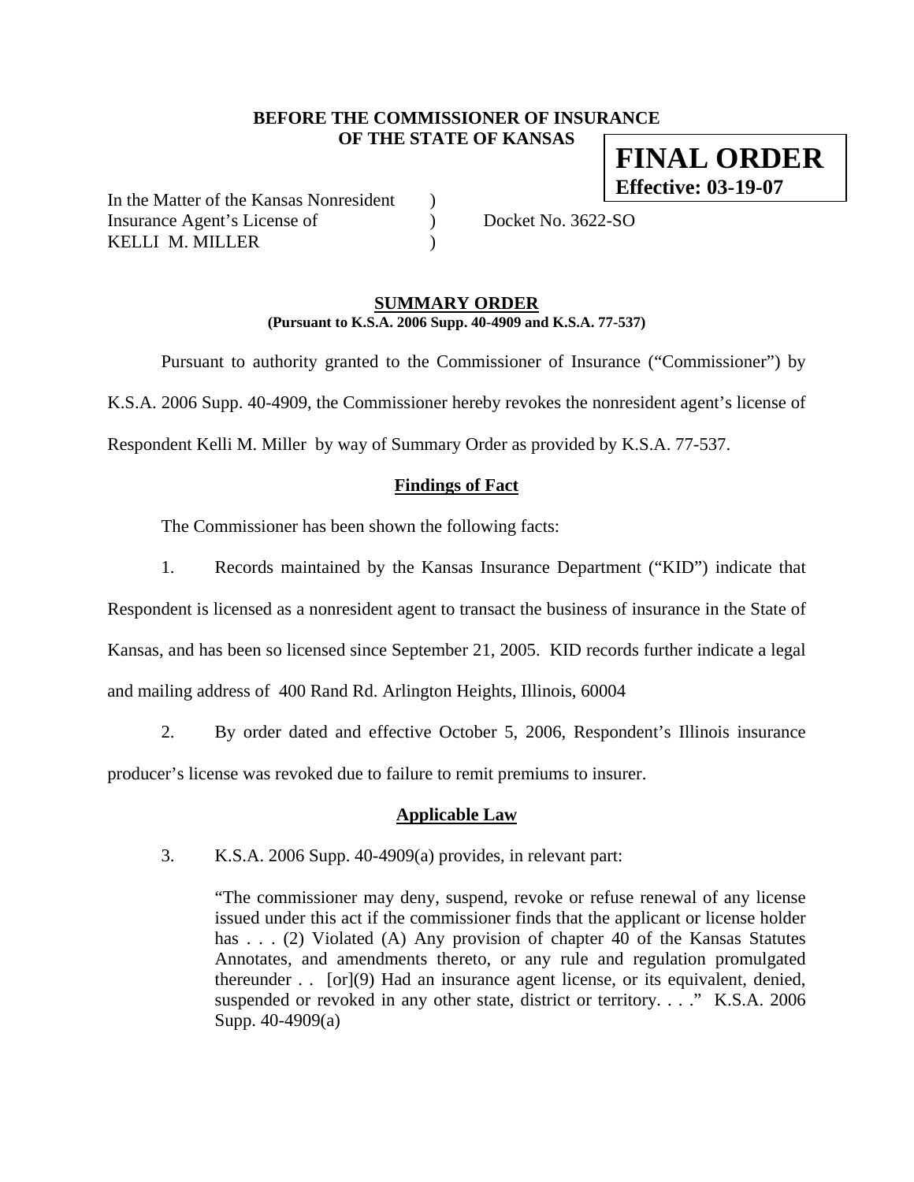**BEFORE THE COMMISSIONER OF INSURANCE**
**OF THE STATE OF KANSAS**

**FINAL ORDER**
**Effective: 03-19-07**

In the Matter of the Kansas Nonresident )
Insurance Agent's License of ) Docket No. 3622-SO
KELLI M. MILLER )

## SUMMARY ORDER

**(Pursuant to K.S.A. 2006 Supp. 40-4909 and K.S.A. 77-537)**

Pursuant to authority granted to the Commissioner of Insurance ("Commissioner") by K.S.A. 2006 Supp. 40-4909, the Commissioner hereby revokes the nonresident agent's license of Respondent Kelli M. Miller by way of Summary Order as provided by K.S.A. 77-537.

### Findings of Fact

The Commissioner has been shown the following facts:

1. Records maintained by the Kansas Insurance Department ("KID") indicate that Respondent is licensed as a nonresident agent to transact the business of insurance in the State of Kansas, and has been so licensed since September 21, 2005. KID records further indicate a legal and mailing address of 400 Rand Rd. Arlington Heights, Illinois, 60004

2. By order dated and effective October 5, 2006, Respondent's Illinois insurance producer's license was revoked due to failure to remit premiums to insurer.

### Applicable Law

3. K.S.A. 2006 Supp. 40-4909(a) provides, in relevant part:

> "The commissioner may deny, suspend, revoke or refuse renewal of any license issued under this act if the commissioner finds that the applicant or license holder has . . . (2) Violated (A) Any provision of chapter 40 of the Kansas Statutes Annotates, and amendments thereto, or any rule and regulation promulgated thereunder . . [or](9) Had an insurance agent license, or its equivalent, denied, suspended or revoked in any other state, district or territory. . . ." K.S.A. 2006 Supp. 40-4909(a)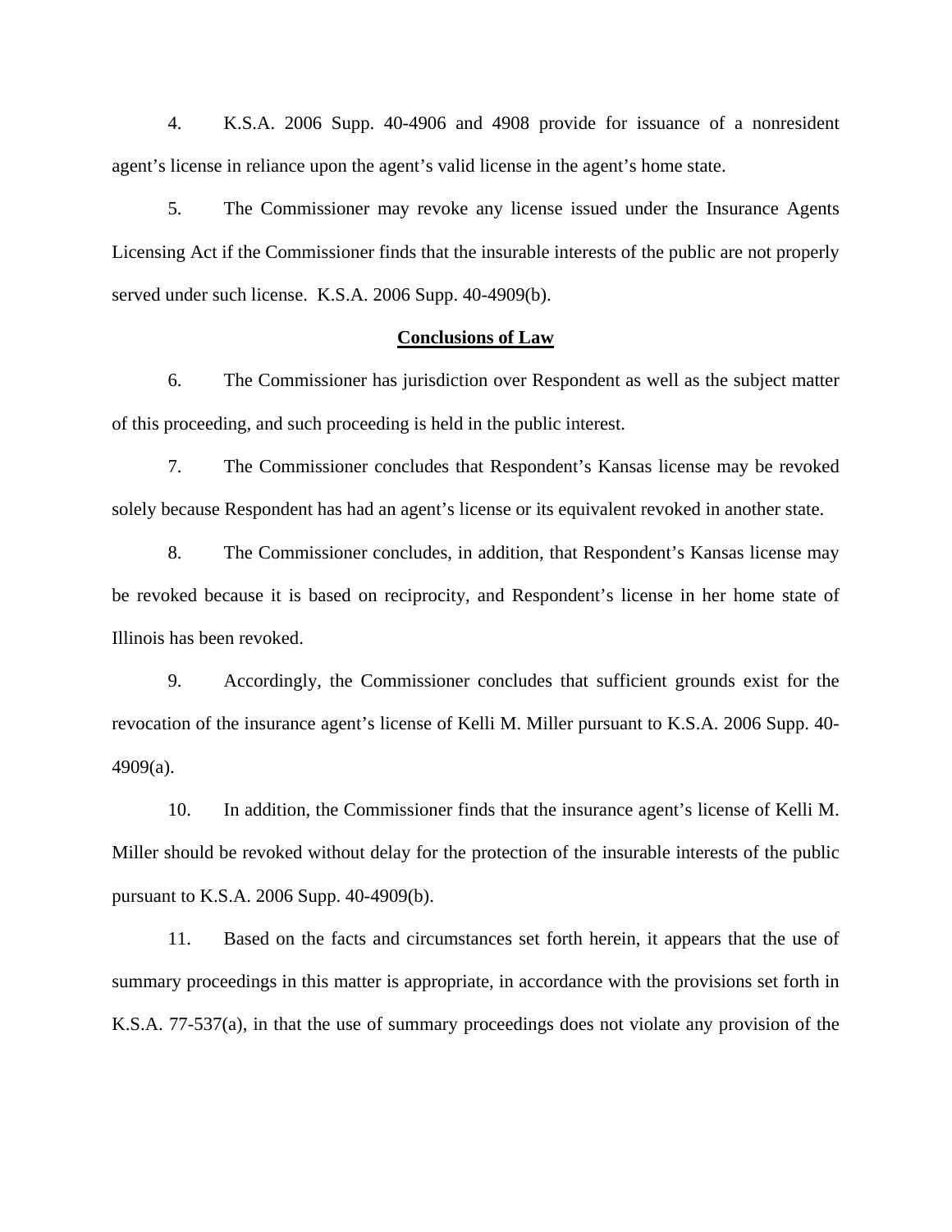4. K.S.A. 2006 Supp. 40-4906 and 4908 provide for issuance of a nonresident agent's license in reliance upon the agent's valid license in the agent's home state.

5. The Commissioner may revoke any license issued under the Insurance Agents Licensing Act if the Commissioner finds that the insurable interests of the public are not properly served under such license. K.S.A. 2006 Supp. 40-4909(b).

## Conclusions of Law

6. The Commissioner has jurisdiction over Respondent as well as the subject matter of this proceeding, and such proceeding is held in the public interest.

7. The Commissioner concludes that Respondent's Kansas license may be revoked solely because Respondent has had an agent's license or its equivalent revoked in another state.

8. The Commissioner concludes, in addition, that Respondent's Kansas license may be revoked because it is based on reciprocity, and Respondent's license in her home state of Illinois has been revoked.

9. Accordingly, the Commissioner concludes that sufficient grounds exist for the revocation of the insurance agent's license of Kelli M. Miller pursuant to K.S.A. 2006 Supp. 40-4909(a).

10. In addition, the Commissioner finds that the insurance agent's license of Kelli M. Miller should be revoked without delay for the protection of the insurable interests of the public pursuant to K.S.A. 2006 Supp. 40-4909(b).

11. Based on the facts and circumstances set forth herein, it appears that the use of summary proceedings in this matter is appropriate, in accordance with the provisions set forth in K.S.A. 77-537(a), in that the use of summary proceedings does not violate any provision of the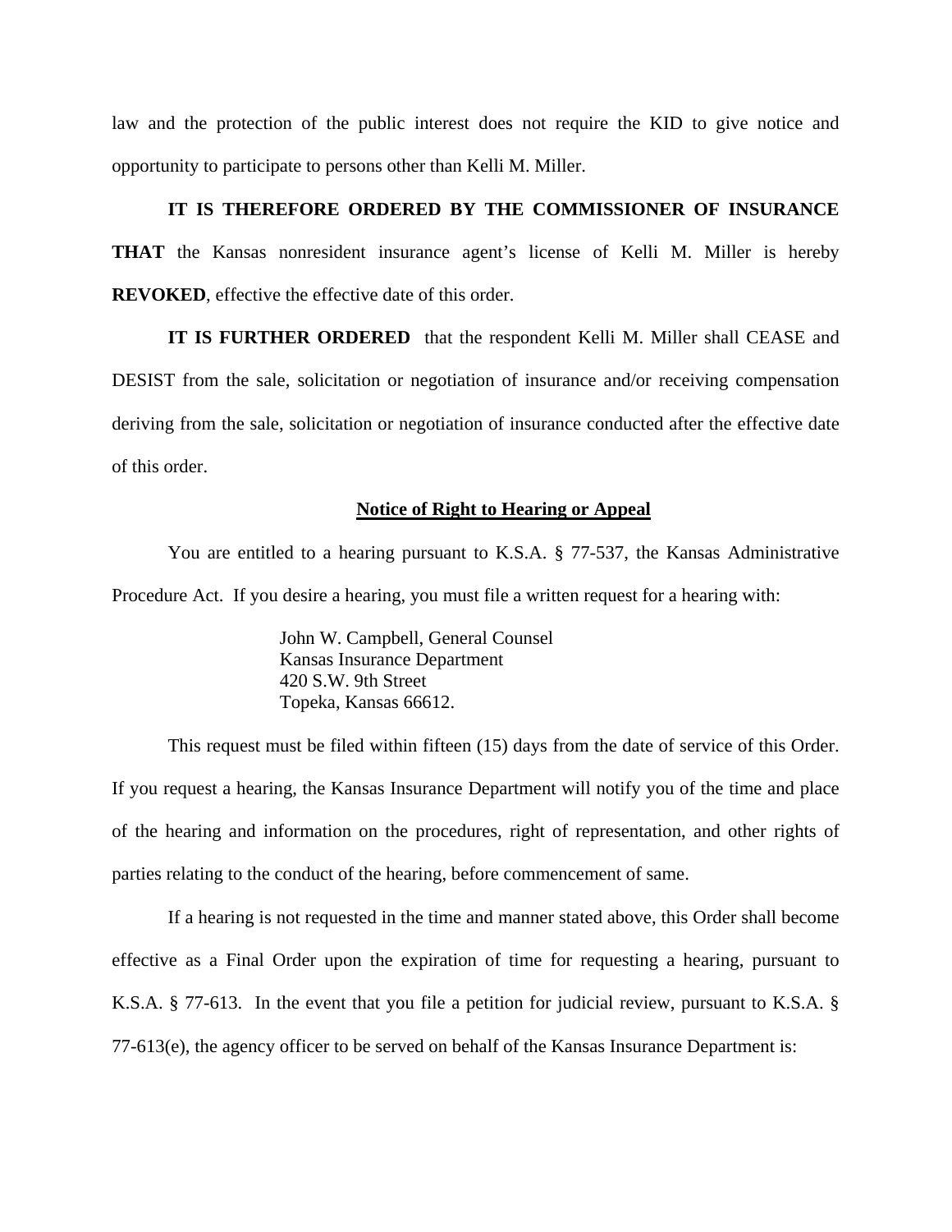law and the protection of the public interest does not require the KID to give notice and opportunity to participate to persons other than Kelli M. Miller.

**IT IS THEREFORE ORDERED BY THE COMMISSIONER OF INSURANCE THAT** the Kansas nonresident insurance agent's license of Kelli M. Miller is hereby **REVOKED**, effective the effective date of this order.

**IT IS FURTHER ORDERED** that the respondent Kelli M. Miller shall CEASE and DESIST from the sale, solicitation or negotiation of insurance and/or receiving compensation deriving from the sale, solicitation or negotiation of insurance conducted after the effective date of this order.

**Notice of Right to Hearing or Appeal**

You are entitled to a hearing pursuant to K.S.A. § 77-537, the Kansas Administrative Procedure Act. If you desire a hearing, you must file a written request for a hearing with:

John W. Campbell, General Counsel
Kansas Insurance Department
420 S.W. 9th Street
Topeka, Kansas 66612.

This request must be filed within fifteen (15) days from the date of service of this Order. If you request a hearing, the Kansas Insurance Department will notify you of the time and place of the hearing and information on the procedures, right of representation, and other rights of parties relating to the conduct of the hearing, before commencement of same.

If a hearing is not requested in the time and manner stated above, this Order shall become effective as a Final Order upon the expiration of time for requesting a hearing, pursuant to K.S.A. § 77-613. In the event that you file a petition for judicial review, pursuant to K.S.A. § 77-613(e), the agency officer to be served on behalf of the Kansas Insurance Department is: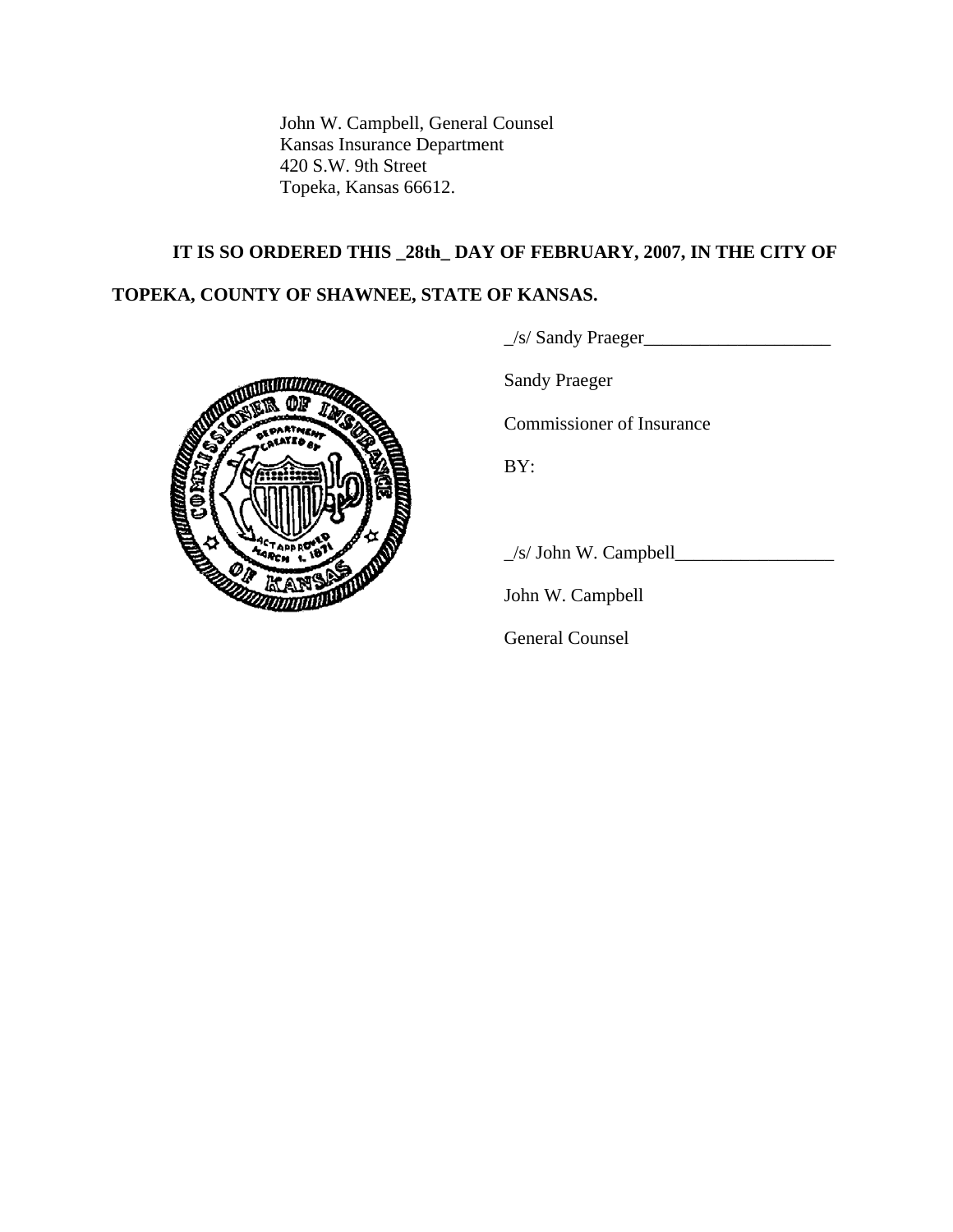John W. Campbell, General Counsel
Kansas Insurance Department
420 S.W. 9th Street
Topeka, Kansas 66612.

**IT IS SO ORDERED THIS _28th_ DAY OF FEBRUARY, 2007, IN THE CITY OF TOPEKA, COUNTY OF SHAWNEE, STATE OF KANSAS.**

_/s/ Sandy Praeger____________________

Sandy Praeger

Commissioner of Insurance

BY:

_/s/ John W. Campbell_________________

John W. Campbell

General Counsel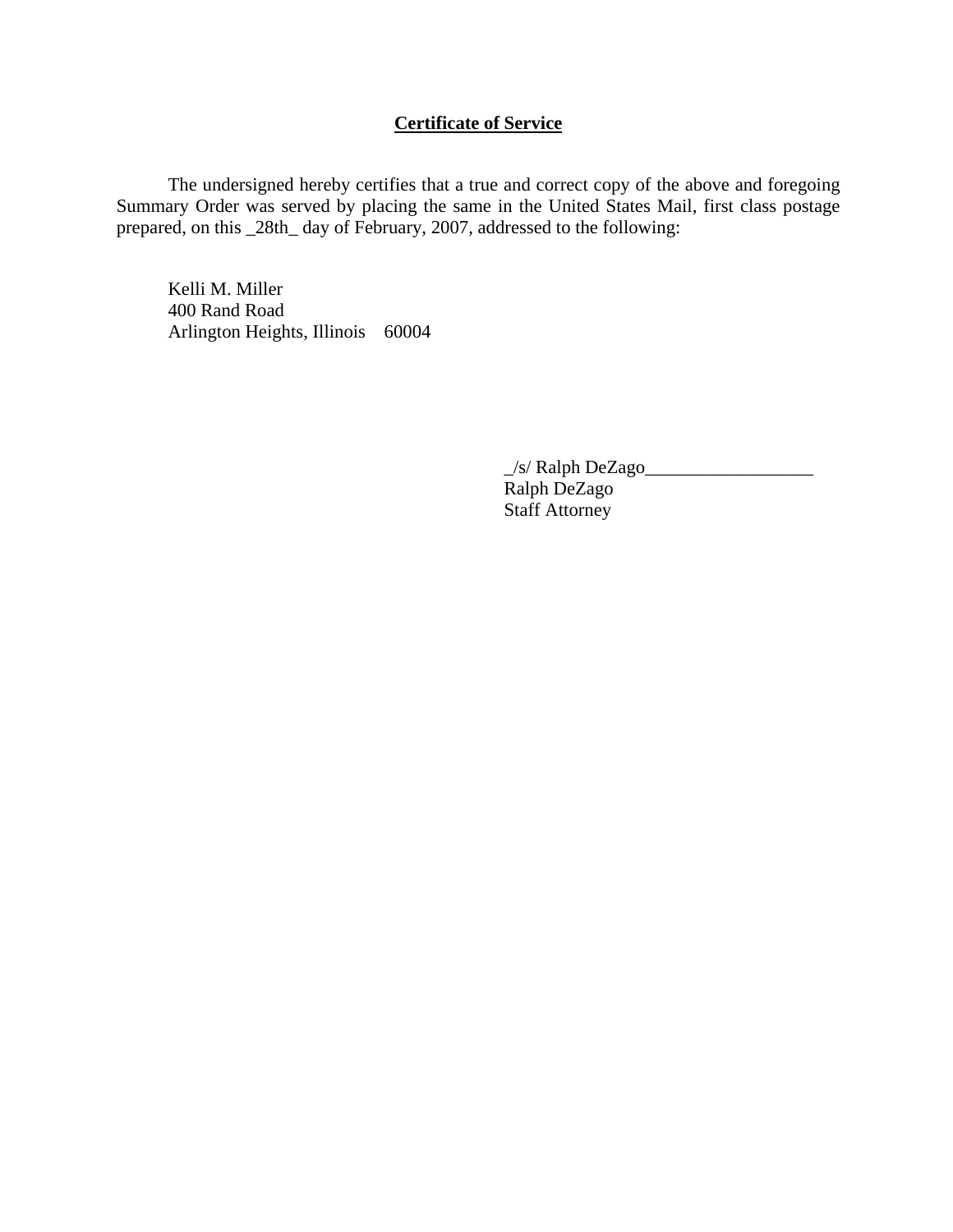**Certificate of Service**

The undersigned hereby certifies that a true and correct copy of the above and foregoing Summary Order was served by placing the same in the United States Mail, first class postage prepared, on this _28th_ day of February, 2007, addressed to the following:

Kelli M. Miller
400 Rand Road
Arlington Heights, Illinois 60004

_/s/ Ralph DeZago__________________
Ralph DeZago
Staff Attorney